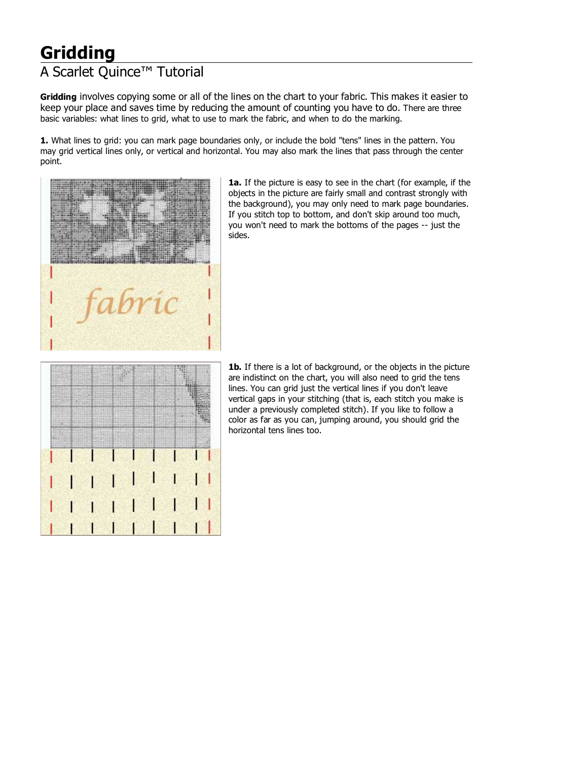# Gridding

## A Scarlet Quince™ Tutorial

**Gridding** involves copying some or all of the lines on the chart to your fabric. This makes it easier to keep your place and saves time by reducing the amount of counting you have to do. There are three basic variables: what lines to grid, what to use to mark the fabric, and when to do the marking.

**1.** What lines to grid: you can mark page boundaries only, or include the bold "tens" lines in the pattern. You may grid vertical lines only, or vertical and horizontal. You may also mark the lines that pass through the center point.

**1a.** If the picture is easy to see in the chart (for example, if the objects in the picture are fairly small and contrast strongly with the background), you may only need to mark page boundaries. If you stitch top to bottom, and don't skip around too much, you won't need to mark the bottoms of the pages -- just the sides.

**1b.** If there is a lot of background, or the objects in the picture are indistinct on the chart, you will also need to grid the tens lines. You can grid just the vertical lines if you don't leave vertical gaps in your stitching (that is, each stitch you make is under a previously completed stitch). If you like to follow a color as far as you can, jumping around, you should grid the horizontal tens lines too.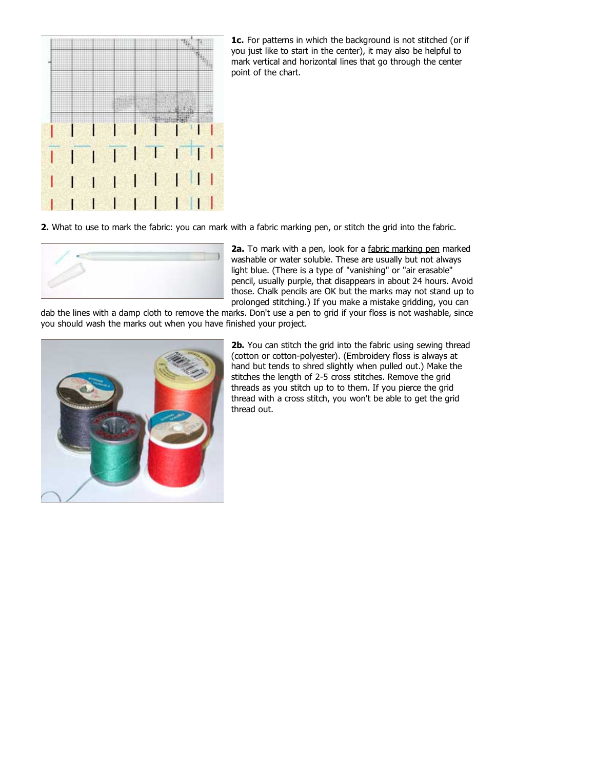**1c.** For patterns in which the background is not stitched (or if you just like to start in the center), it may also be helpful to mark vertical and horizontal lines that go through the center point of the chart.

**2.** What to use to mark the fabric: you can mark with a fabric marking pen, or stitch the grid into the fabric.

**2a.** To mark with a pen, look for a fabric marking pen marked washable or water soluble. These are usually but not always light blue. (There is a type of "vanishing" or "air erasable" pencil, usually purple, that disappears in about 24 hours. Avoid those. Chalk pencils are OK but the marks may not stand up to prolonged stitching.) If you make a mistake gridding, you can dab the lines with a damp cloth to remove the marks. Don't use a pen to grid if your floss is not washable, since you should wash the marks out when you have finished your project.

**2b.** You can stitch the grid into the fabric using sewing thread (cotton or cotton-polyester). (Embroidery floss is always at hand but tends to shred slightly when pulled out.) Make the stitches the length of 2-5 cross stitches. Remove the grid threads as you stitch up to to them. If you pierce the grid thread with a cross stitch, you won't be able to get the grid thread out.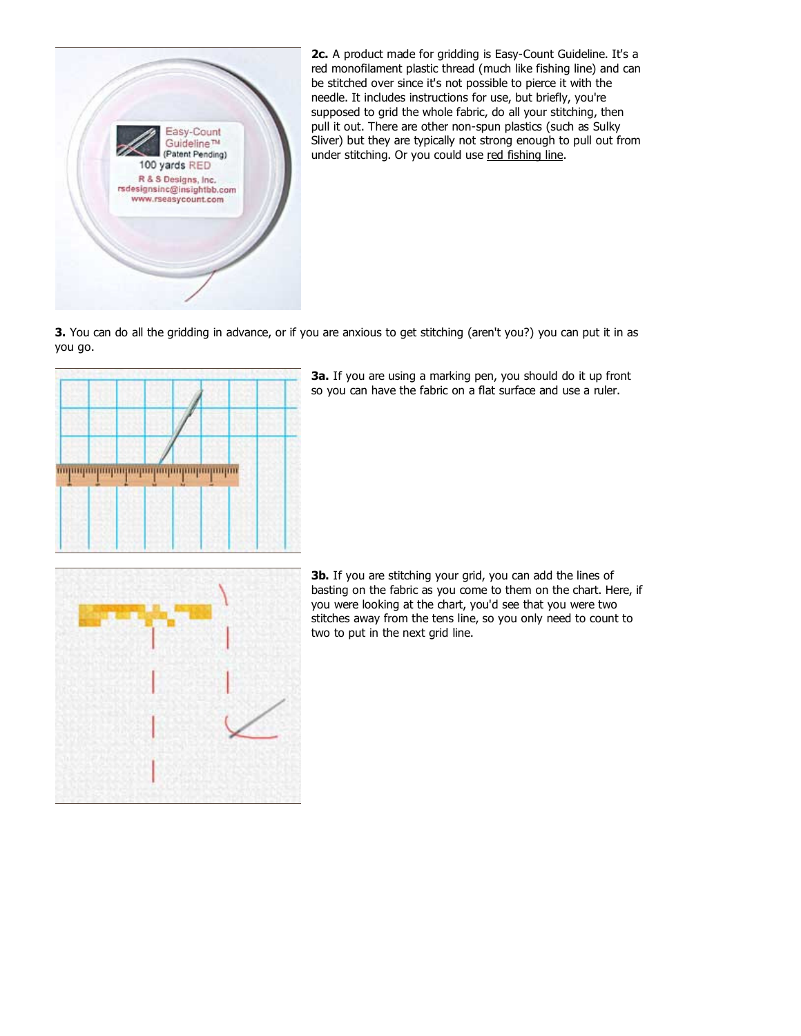**2c.** A product made for gridding is Easy-Count Guideline. It's a red monofilament plastic thread (much like fishing line) and can be stitched over since it's not possible to pierce it with the needle. It includes instructions for use, but briefly, you're supposed to grid the whole fabric, do all your stitching, then pull it out. There are other non-spun plastics (such as Sulky Sliver) but they are typically not strong enough to pull out from under stitching. Or you could use red fishing line.

**3.** You can do all the gridding in advance, or if you are anxious to get stitching (aren't you?) you can put it in as you go.

**3a.** If you are using a marking pen, you should do it up front so you can have the fabric on a flat surface and use a ruler.

**3b.** If you are stitching your grid, you can add the lines of basting on the fabric as you come to them on the chart. Here, if you were looking at the chart, you'd see that you were two stitches away from the tens line, so you only need to count to two to put in the next grid line.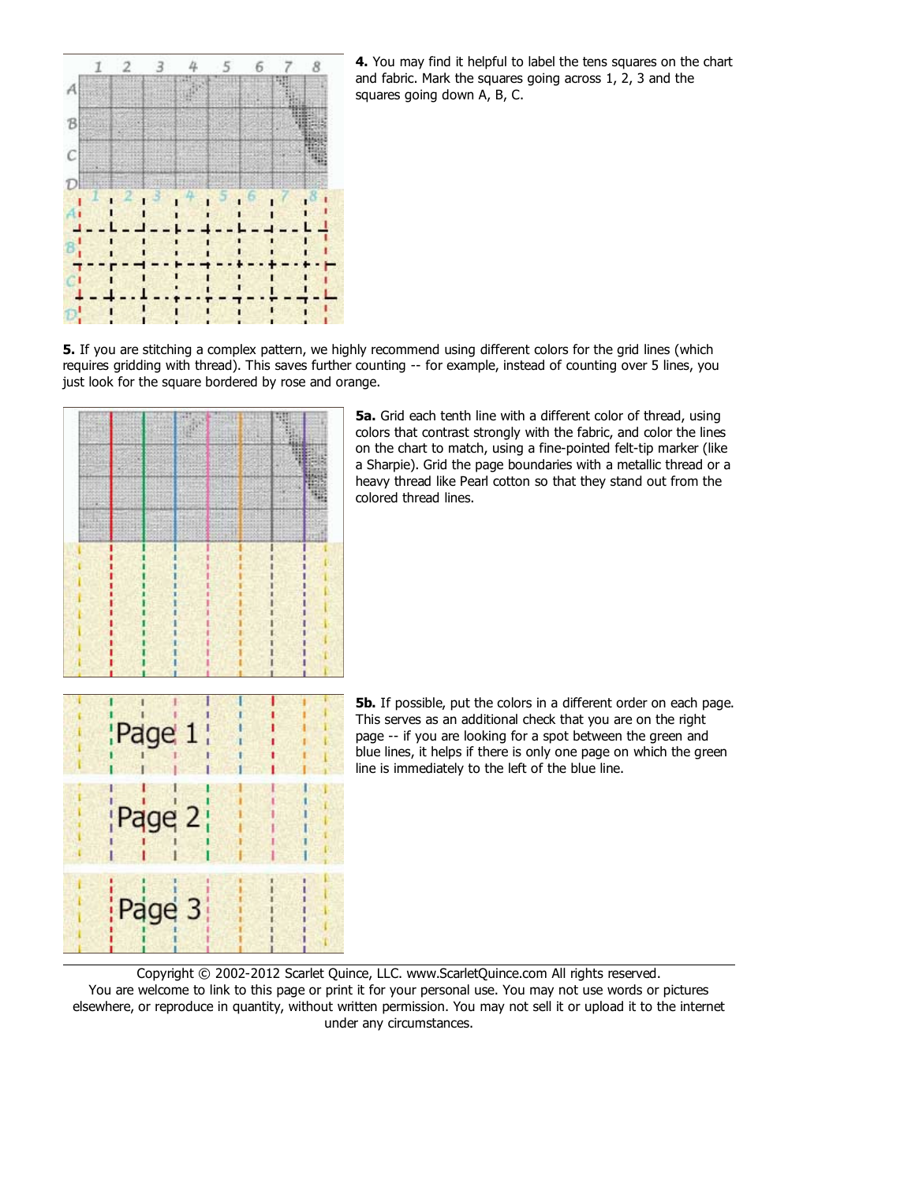**4.** You may find it helpful to label the tens squares on the chart and fabric. Mark the squares going across 1, 2, 3 and the squares going down A, B, C.

**5.** If you are stitching a complex pattern, we highly recommend using different colors for the grid lines (which requires gridding with thread). This saves further counting -- for example, instead of counting over 5 lines, you just look for the square bordered by rose and orange.

**5a.** Grid each tenth line with a different color of thread, using colors that contrast strongly with the fabric, and color the lines on the chart to match, using a fine-pointed felt-tip marker (like a Sharpie). Grid the page boundaries with a metallic thread or a heavy thread like Pearl cotton so that they stand out from the colored thread lines.

**5b.** If possible, put the colors in a different order on each page. This serves as an additional check that you are on the right page -- if you are looking for a spot between the green and blue lines, it helps if there is only one page on which the green line is immediately to the left of the blue line.

Copyright © 2002-2012 Scarlet Quince, LLC. www.ScarletQuince.com All rights reserved.
You are welcome to link to this page or print it for your personal use. You may not use words or pictures elsewhere, or reproduce in quantity, without written permission. You may not sell it or upload it to the internet under any circumstances.